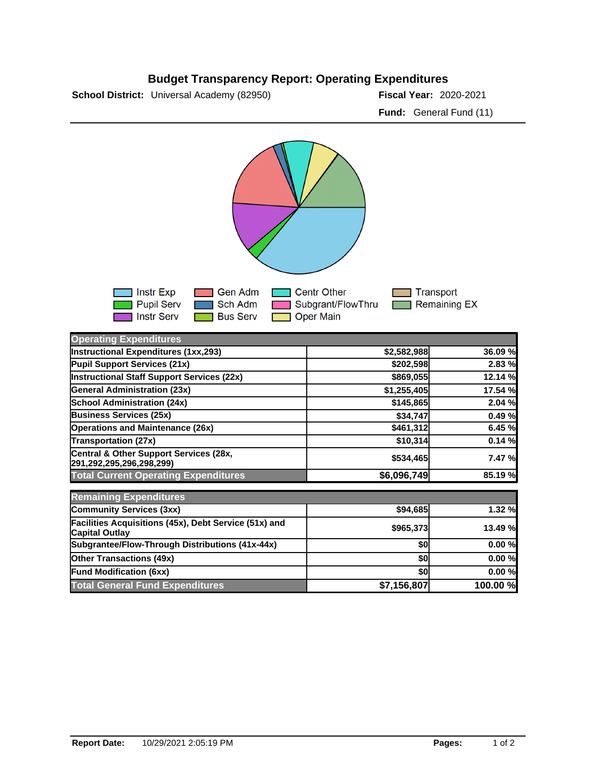# Budget Transparency Report: Operating Expenditures

**School District:** Universal Academy (82950)

**Fiscal Year:** 2020-2021

**Fund:** General Fund (11)

Instr Exp | Pupil Serv | Instr Serv | Gen Adm | Sch Adm | Bus Serv | Centr Other | Subgrant/FlowThru | Oper Main | Transport | Remaining EX

| Operating Expenditures | | |
|---|---|---|
| Instructional Expenditures (1xx,293) | $2,582,988 | 36.09 % |
| Pupil Support Services (21x) | $202,598 | 2.83 % |
| Instructional Staff Support Services (22x) | $869,055 | 12.14 % |
| General Administration (23x) | $1,255,405 | 17.54 % |
| School Administration (24x) | $145,865 | 2.04 % |
| Business Services (25x) | $34,747 | 0.49 % |
| Operations and Maintenance (26x) | $461,312 | 6.45 % |
| Transportation (27x) | $10,314 | 0.14 % |
| Central & Other Support Services (28x, 291,292,295,296,298,299) | $534,465 | 7.47 % |
| **Total Current Operating Expenditures** | **$6,096,749** | **85.19 %** |

| Remaining Expenditures | | |
|---|---|---|
| Community Services (3xx) | $94,685 | 1.32 % |
| Facilities Acquisitions (45x), Debt Service (51x) and Capital Outlay | $965,373 | 13.49 % |
| Subgrantee/Flow-Through Distributions (41x-44x) | $0 | 0.00 % |
| Other Transactions (49x) | $0 | 0.00 % |
| Fund Modification (6xx) | $0 | 0.00 % |
| **Total General Fund Expenditures** | **$7,156,807** | **100.00 %** |

**Report Date:** 10/29/2021 2:05:19 PM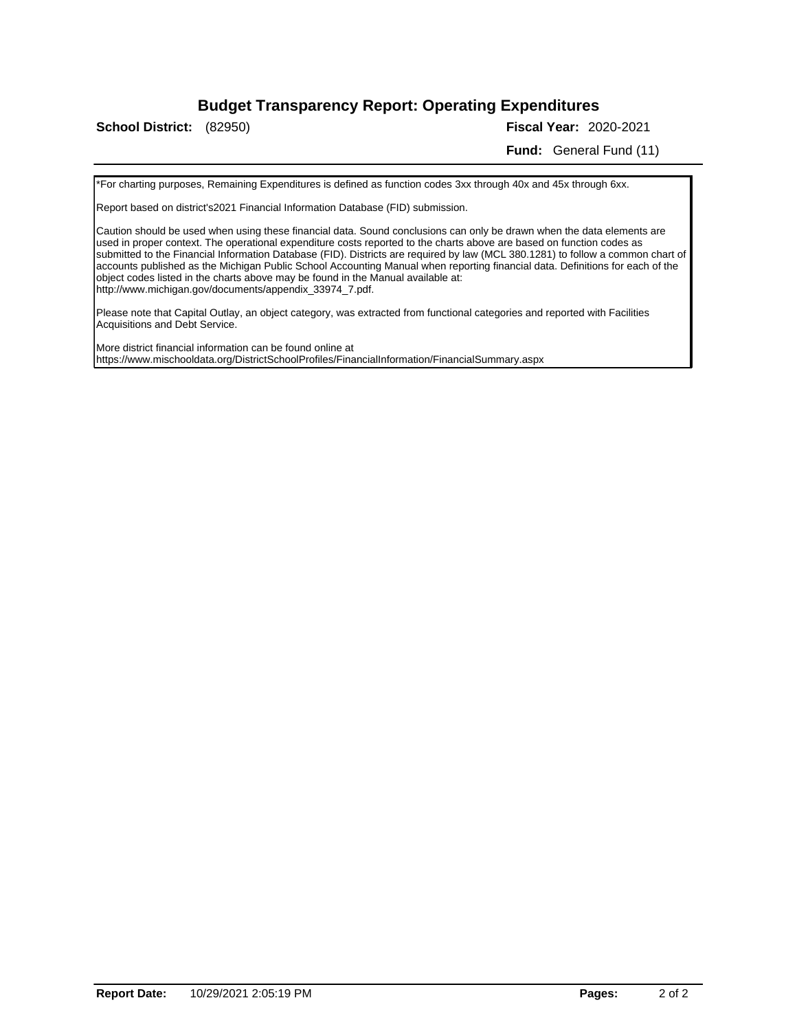## Budget Transparency Report: Operating Expenditures

**School District:** (82950)

**Fiscal Year:** 2020-2021

**Fund:** General Fund (11)

*For charting purposes, Remaining Expenditures is defined as function codes 3xx through 40x and 45x through 6xx.

Report based on district's2021 Financial Information Database (FID) submission.

Caution should be used when using these financial data. Sound conclusions can only be drawn when the data elements are used in proper context. The operational expenditure costs reported to the charts above are based on function codes as submitted to the Financial Information Database (FID). Districts are required by law (MCL 380.1281) to follow a common chart of accounts published as the Michigan Public School Accounting Manual when reporting financial data. Definitions for each of the object codes listed in the charts above may be found in the Manual available at: http://www.michigan.gov/documents/appendix_33974_7.pdf.

Please note that Capital Outlay, an object category, was extracted from functional categories and reported with Facilities Acquisitions and Debt Service.

More district financial information can be found online at https://www.mischooldata.org/DistrictSchoolProfiles/FinancialInformation/FinancialSummary.aspx

**Report Date:** 10/29/2021 2:05:19 PM